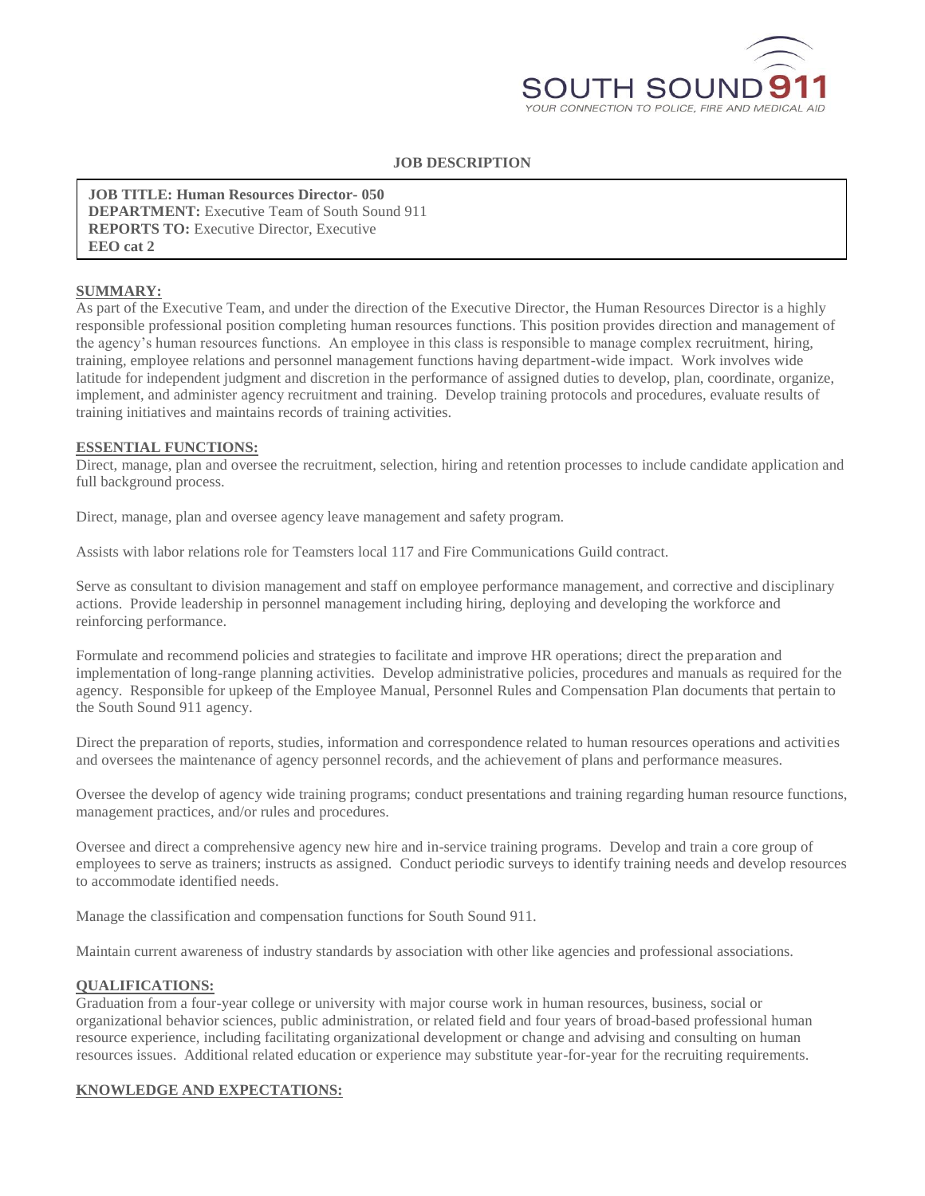SOUTH SOUND 911

YOUR CONNECTION TO POLICE, FIRE AND MEDICAL AID

# JOB DESCRIPTION

**JOB TITLE: Human Resources Director- 050**
**DEPARTMENT:** Executive Team of South Sound 911
**REPORTS TO:** Executive Director, Executive
**EEO cat 2**

## SUMMARY:

As part of the Executive Team, and under the direction of the Executive Director, the Human Resources Director is a highly responsible professional position completing human resources functions. This position provides direction and management of the agency's human resources functions. An employee in this class is responsible to manage complex recruitment, hiring, training, employee relations and personnel management functions having department-wide impact. Work involves wide latitude for independent judgment and discretion in the performance of assigned duties to develop, plan, coordinate, organize, implement, and administer agency recruitment and training. Develop training protocols and procedures, evaluate results of training initiatives and maintains records of training activities.

## ESSENTIAL FUNCTIONS:

Direct, manage, plan and oversee the recruitment, selection, hiring and retention processes to include candidate application and full background process.

Direct, manage, plan and oversee agency leave management and safety program.

Assists with labor relations role for Teamsters local 117 and Fire Communications Guild contract.

Serve as consultant to division management and staff on employee performance management, and corrective and disciplinary actions. Provide leadership in personnel management including hiring, deploying and developing the workforce and reinforcing performance.

Formulate and recommend policies and strategies to facilitate and improve HR operations; direct the preparation and implementation of long-range planning activities. Develop administrative policies, procedures and manuals as required for the agency. Responsible for upkeep of the Employee Manual, Personnel Rules and Compensation Plan documents that pertain to the South Sound 911 agency.

Direct the preparation of reports, studies, information and correspondence related to human resources operations and activities and oversees the maintenance of agency personnel records, and the achievement of plans and performance measures.

Oversee the develop of agency wide training programs; conduct presentations and training regarding human resource functions, management practices, and/or rules and procedures.

Oversee and direct a comprehensive agency new hire and in-service training programs. Develop and train a core group of employees to serve as trainers; instructs as assigned. Conduct periodic surveys to identify training needs and develop resources to accommodate identified needs.

Manage the classification and compensation functions for South Sound 911.

Maintain current awareness of industry standards by association with other like agencies and professional associations.

## QUALIFICATIONS:

Graduation from a four-year college or university with major course work in human resources, business, social or organizational behavior sciences, public administration, or related field and four years of broad-based professional human resource experience, including facilitating organizational development or change and advising and consulting on human resources issues. Additional related education or experience may substitute year-for-year for the recruiting requirements.

## KNOWLEDGE AND EXPECTATIONS: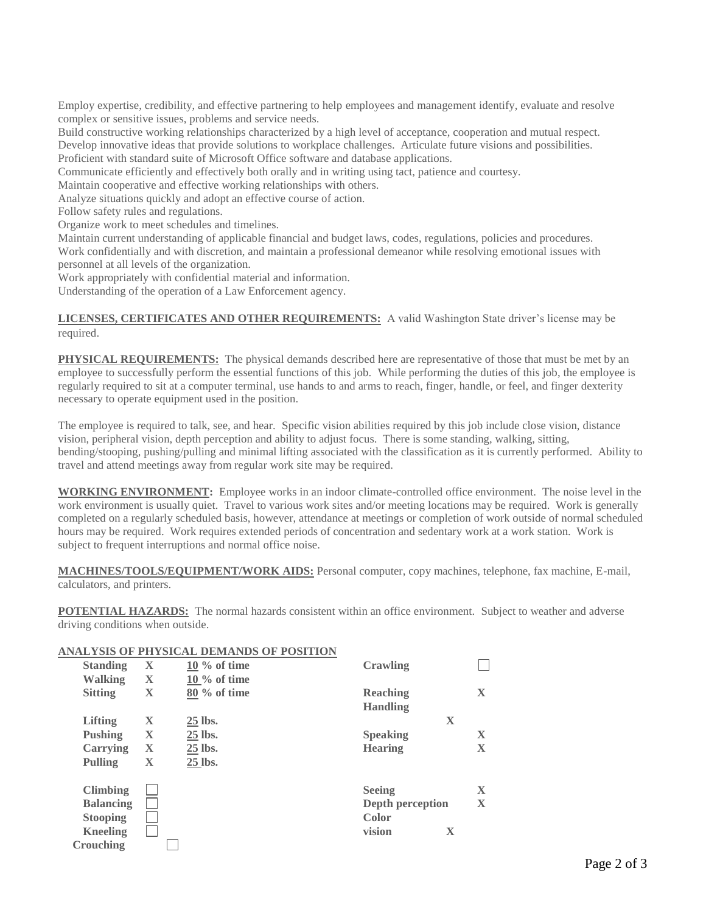Employ expertise, credibility, and effective partnering to help employees and management identify, evaluate and resolve complex or sensitive issues, problems and service needs.
Build constructive working relationships characterized by a high level of acceptance, cooperation and mutual respect.
Develop innovative ideas that provide solutions to workplace challenges. Articulate future visions and possibilities.
Proficient with standard suite of Microsoft Office software and database applications.
Communicate efficiently and effectively both orally and in writing using tact, patience and courtesy.
Maintain cooperative and effective working relationships with others.
Analyze situations quickly and adopt an effective course of action.
Follow safety rules and regulations.
Organize work to meet schedules and timelines.
Maintain current understanding of applicable financial and budget laws, codes, regulations, policies and procedures.
Work confidentially and with discretion, and maintain a professional demeanor while resolving emotional issues with personnel at all levels of the organization.
Work appropriately with confidential material and information.
Understanding of the operation of a Law Enforcement agency.

**LICENSES, CERTIFICATES AND OTHER REQUIREMENTS:** A valid Washington State driver's license may be required.

**PHYSICAL REQUIREMENTS:** The physical demands described here are representative of those that must be met by an employee to successfully perform the essential functions of this job. While performing the duties of this job, the employee is regularly required to sit at a computer terminal, use hands to and arms to reach, finger, handle, or feel, and finger dexterity necessary to operate equipment used in the position.

The employee is required to talk, see, and hear. Specific vision abilities required by this job include close vision, distance vision, peripheral vision, depth perception and ability to adjust focus. There is some standing, walking, sitting, bending/stooping, pushing/pulling and minimal lifting associated with the classification as it is currently performed. Ability to travel and attend meetings away from regular work site may be required.

**WORKING ENVIRONMENT:** Employee works in an indoor climate-controlled office environment. The noise level in the work environment is usually quiet. Travel to various work sites and/or meeting locations may be required. Work is generally completed on a regularly scheduled basis, however, attendance at meetings or completion of work outside of normal scheduled hours may be required. Work requires extended periods of concentration and sedentary work at a work station. Work is subject to frequent interruptions and normal office noise.

**MACHINES/TOOLS/EQUIPMENT/WORK AIDS:** Personal computer, copy machines, telephone, fax machine, E-mail, calculators, and printers.

**POTENTIAL HAZARDS:** The normal hazards consistent within an office environment. Subject to weather and adverse driving conditions when outside.

**ANALYSIS OF PHYSICAL DEMANDS OF POSITION**

| Demand | | Amount | Demand | |
|---|---|---|---|---|
| **Standing** | X | 10 % of time | **Crawling** | ☐ |
| **Walking** | X | 10 % of time | | |
| **Sitting** | X | 80 % of time | **Reaching** | X |
| | | | **Handling** | X |
| **Lifting** | X | 25 lbs. | | |
| **Pushing** | X | 25 lbs. | **Speaking** | X |
| **Carrying** | X | 25 lbs. | **Hearing** | X |
| **Pulling** | X | 25 lbs. | | |
| **Climbing** | ☐ | | **Seeing** | X |
| **Balancing** | ☐ | | **Depth perception** | X |
| **Stooping** | ☐ | | **Color vision** | X |
| **Kneeling** | ☐ | | | |
| **Crouching** | ☐ | | | |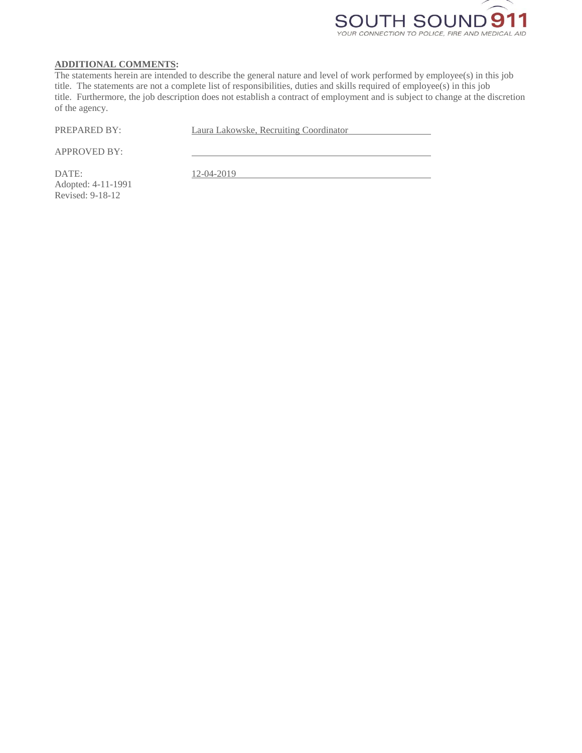**ADDITIONAL COMMENTS:**

The statements herein are intended to describe the general nature and level of work performed by employee(s) in this job title. The statements are not a complete list of responsibilities, duties and skills required of employee(s) in this job title. Furthermore, the job description does not establish a contract of employment and is subject to change at the discretion of the agency.

PREPARED BY: Laura Lakowske, Recruiting Coordinator

APPROVED BY: ______________________

DATE: 12-04-2019

Adopted: 4-11-1991

Revised: 9-18-12